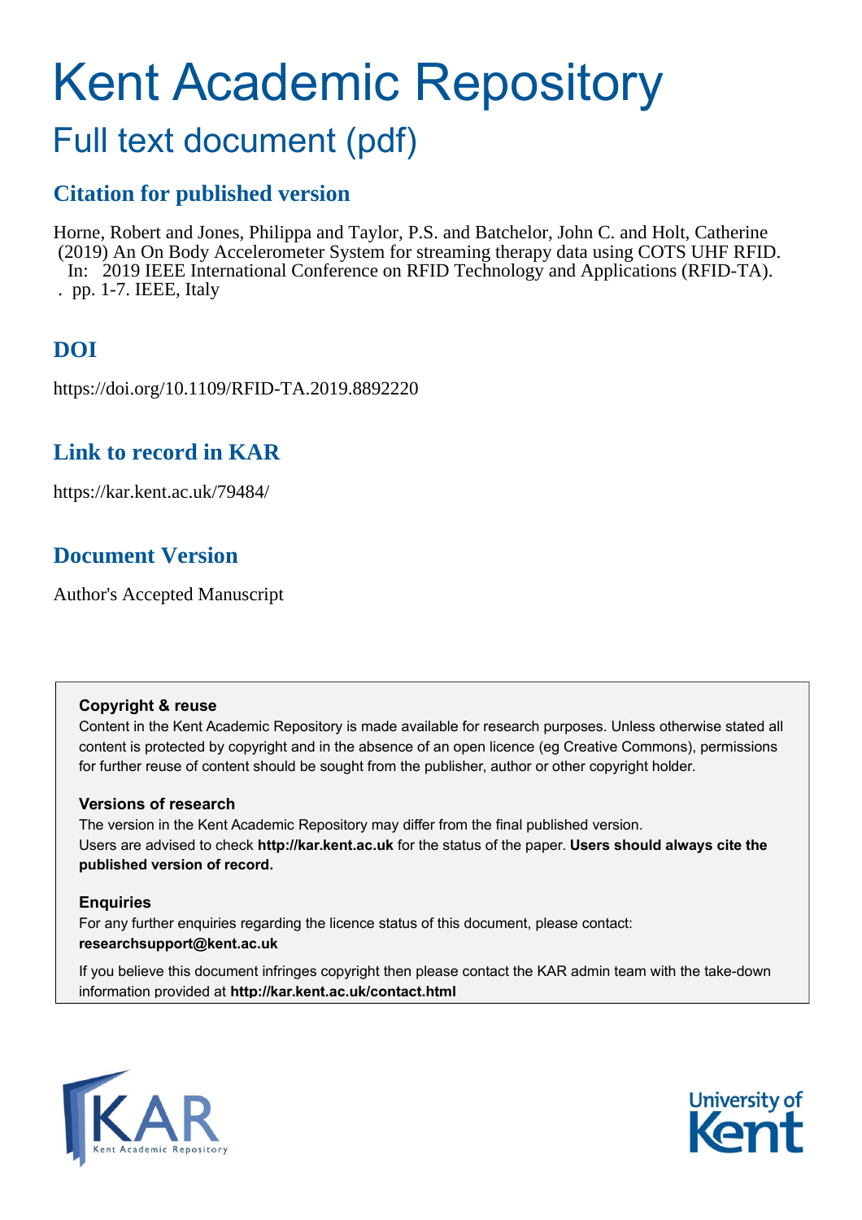# Kent Academic Repository

## Full text document (pdf)

### Citation for published version

Horne, Robert and Jones, Philippa and Taylor, P.S. and Batchelor, John C. and Holt, Catherine (2019) An On Body Accelerometer System for streaming therapy data using COTS UHF RFID. In: 2019 IEEE International Conference on RFID Technology and Applications (RFID-TA). . pp. 1-7. IEEE, Italy

### DOI

https://doi.org/10.1109/RFID-TA.2019.8892220

### Link to record in KAR

https://kar.kent.ac.uk/79484/

### Document Version

Author's Accepted Manuscript

**Copyright & reuse**

Content in the Kent Academic Repository is made available for research purposes. Unless otherwise stated all content is protected by copyright and in the absence of an open licence (eg Creative Commons), permissions for further reuse of content should be sought from the publisher, author or other copyright holder.

**Versions of research**

The version in the Kent Academic Repository may differ from the final published version. Users are advised to check **http://kar.kent.ac.uk** for the status of the paper. **Users should always cite the published version of record.**

**Enquiries**

For any further enquiries regarding the licence status of this document, please contact: **researchsupport@kent.ac.uk**

If you believe this document infringes copyright then please contact the KAR admin team with the take-down information provided at **http://kar.kent.ac.uk/contact.html**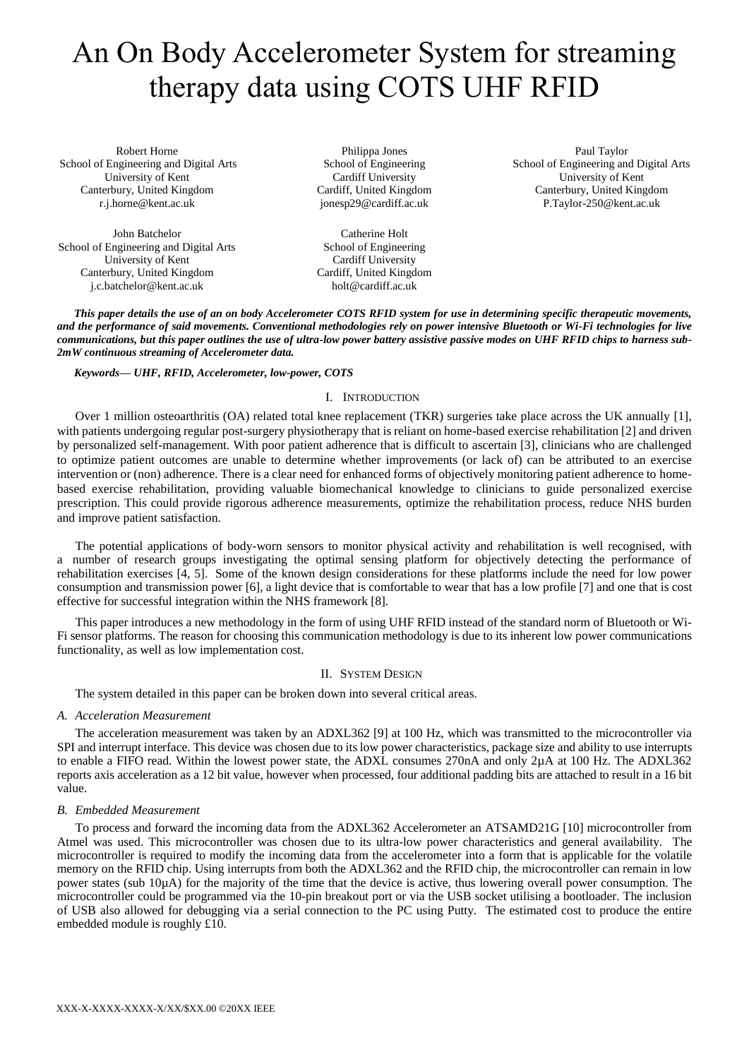# An On Body Accelerometer System for streaming therapy data using COTS UHF RFID

Robert Horne
School of Engineering and Digital Arts
University of Kent
Canterbury, United Kingdom
r.j.horne@kent.ac.uk

Philippa Jones
School of Engineering
Cardiff University
Cardiff, United Kingdom
jonesp29@cardiff.ac.uk

Paul Taylor
School of Engineering and Digital Arts
University of Kent
Canterbury, United Kingdom
P.Taylor-250@kent.ac.uk

John Batchelor
School of Engineering and Digital Arts
University of Kent
Canterbury, United Kingdom
j.c.batchelor@kent.ac.uk

Catherine Holt
School of Engineering
Cardiff University
Cardiff, United Kingdom
holt@cardiff.ac.uk

***This paper details the use of an on body Accelerometer COTS RFID system for use in determining specific therapeutic movements, and the performance of said movements. Conventional methodologies rely on power intensive Bluetooth or Wi-Fi technologies for live communications, but this paper outlines the use of ultra-low power battery assistive passive modes on UHF RFID chips to harness sub-2mW continuous streaming of Accelerometer data.***

***Keywords— UHF, RFID, Accelerometer, low-power, COTS***

## I. Introduction

Over 1 million osteoarthritis (OA) related total knee replacement (TKR) surgeries take place across the UK annually [1], with patients undergoing regular post-surgery physiotherapy that is reliant on home-based exercise rehabilitation [2] and driven by personalized self-management. With poor patient adherence that is difficult to ascertain [3], clinicians who are challenged to optimize patient outcomes are unable to determine whether improvements (or lack of) can be attributed to an exercise intervention or (non) adherence. There is a clear need for enhanced forms of objectively monitoring patient adherence to home-based exercise rehabilitation, providing valuable biomechanical knowledge to clinicians to guide personalized exercise prescription. This could provide rigorous adherence measurements, optimize the rehabilitation process, reduce NHS burden and improve patient satisfaction.

The potential applications of body-worn sensors to monitor physical activity and rehabilitation is well recognised, with a number of research groups investigating the optimal sensing platform for objectively detecting the performance of rehabilitation exercises [4, 5]. Some of the known design considerations for these platforms include the need for low power consumption and transmission power [6], a light device that is comfortable to wear that has a low profile [7] and one that is cost effective for successful integration within the NHS framework [8].

This paper introduces a new methodology in the form of using UHF RFID instead of the standard norm of Bluetooth or Wi-Fi sensor platforms. The reason for choosing this communication methodology is due to its inherent low power communications functionality, as well as low implementation cost.

## II. System Design

The system detailed in this paper can be broken down into several critical areas.

### *A. Acceleration Measurement*

The acceleration measurement was taken by an ADXL362 [9] at 100 Hz, which was transmitted to the microcontroller via SPI and interrupt interface. This device was chosen due to its low power characteristics, package size and ability to use interrupts to enable a FIFO read. Within the lowest power state, the ADXL consumes 270nA and only 2µA at 100 Hz. The ADXL362 reports axis acceleration as a 12 bit value, however when processed, four additional padding bits are attached to result in a 16 bit value.

### *B. Embedded Measurement*

To process and forward the incoming data from the ADXL362 Accelerometer an ATSAMD21G [10] microcontroller from Atmel was used. This microcontroller was chosen due to its ultra-low power characteristics and general availability. The microcontroller is required to modify the incoming data from the accelerometer into a form that is applicable for the volatile memory on the RFID chip. Using interrupts from both the ADXL362 and the RFID chip, the microcontroller can remain in low power states (sub 10µA) for the majority of the time that the device is active, thus lowering overall power consumption. The microcontroller could be programmed via the 10-pin breakout port or via the USB socket utilising a bootloader. The inclusion of USB also allowed for debugging via a serial connection to the PC using Putty. The estimated cost to produce the entire embedded module is roughly £10.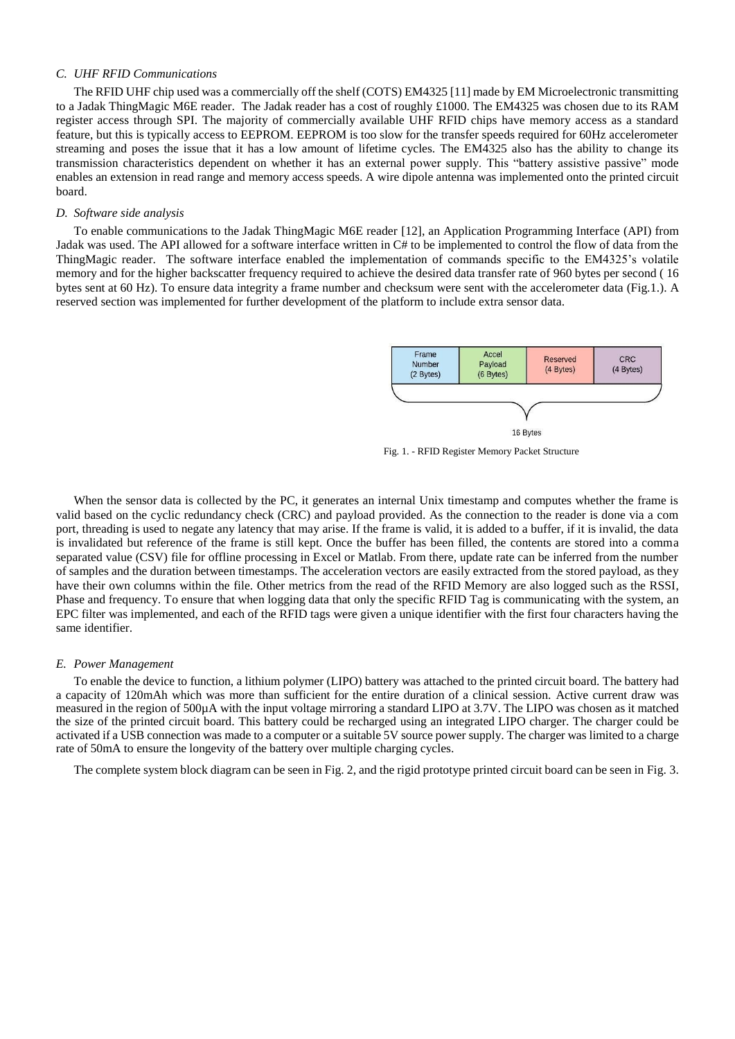### C. UHF RFID Communications

The RFID UHF chip used was a commercially off the shelf (COTS) EM4325 [11] made by EM Microelectronic transmitting to a Jadak ThingMagic M6E reader. The Jadak reader has a cost of roughly £1000. The EM4325 was chosen due to its RAM register access through SPI. The majority of commercially available UHF RFID chips have memory access as a standard feature, but this is typically access to EEPROM. EEPROM is too slow for the transfer speeds required for 60Hz accelerometer streaming and poses the issue that it has a low amount of lifetime cycles. The EM4325 also has the ability to change its transmission characteristics dependent on whether it has an external power supply. This "battery assistive passive" mode enables an extension in read range and memory access speeds. A wire dipole antenna was implemented onto the printed circuit board.

### D. Software side analysis

To enable communications to the Jadak ThingMagic M6E reader [12], an Application Programming Interface (API) from Jadak was used. The API allowed for a software interface written in C# to be implemented to control the flow of data from the ThingMagic reader. The software interface enabled the implementation of commands specific to the EM4325's volatile memory and for the higher backscatter frequency required to achieve the desired data transfer rate of 960 bytes per second ( 16 bytes sent at 60 Hz). To ensure data integrity a frame number and checksum were sent with the accelerometer data (Fig.1.). A reserved section was implemented for further development of the platform to include extra sensor data.

| Frame Number (2 Bytes) | Accel Payload (6 Bytes) | Reserved (4 Bytes) | CRC (4 Bytes) |
|---|---|---|---|

16 Bytes

Fig. 1. - RFID Register Memory Packet Structure

When the sensor data is collected by the PC, it generates an internal Unix timestamp and computes whether the frame is valid based on the cyclic redundancy check (CRC) and payload provided. As the connection to the reader is done via a com port, threading is used to negate any latency that may arise. If the frame is valid, it is added to a buffer, if it is invalid, the data is invalidated but reference of the frame is still kept. Once the buffer has been filled, the contents are stored into a comma separated value (CSV) file for offline processing in Excel or Matlab. From there, update rate can be inferred from the number of samples and the duration between timestamps. The acceleration vectors are easily extracted from the stored payload, as they have their own columns within the file. Other metrics from the read of the RFID Memory are also logged such as the RSSI, Phase and frequency. To ensure that when logging data that only the specific RFID Tag is communicating with the system, an EPC filter was implemented, and each of the RFID tags were given a unique identifier with the first four characters having the same identifier.

### E. Power Management

To enable the device to function, a lithium polymer (LIPO) battery was attached to the printed circuit board. The battery had a capacity of 120mAh which was more than sufficient for the entire duration of a clinical session. Active current draw was measured in the region of 500µA with the input voltage mirroring a standard LIPO at 3.7V. The LIPO was chosen as it matched the size of the printed circuit board. This battery could be recharged using an integrated LIPO charger. The charger could be activated if a USB connection was made to a computer or a suitable 5V source power supply. The charger was limited to a charge rate of 50mA to ensure the longevity of the battery over multiple charging cycles.

The complete system block diagram can be seen in Fig. 2, and the rigid prototype printed circuit board can be seen in Fig. 3.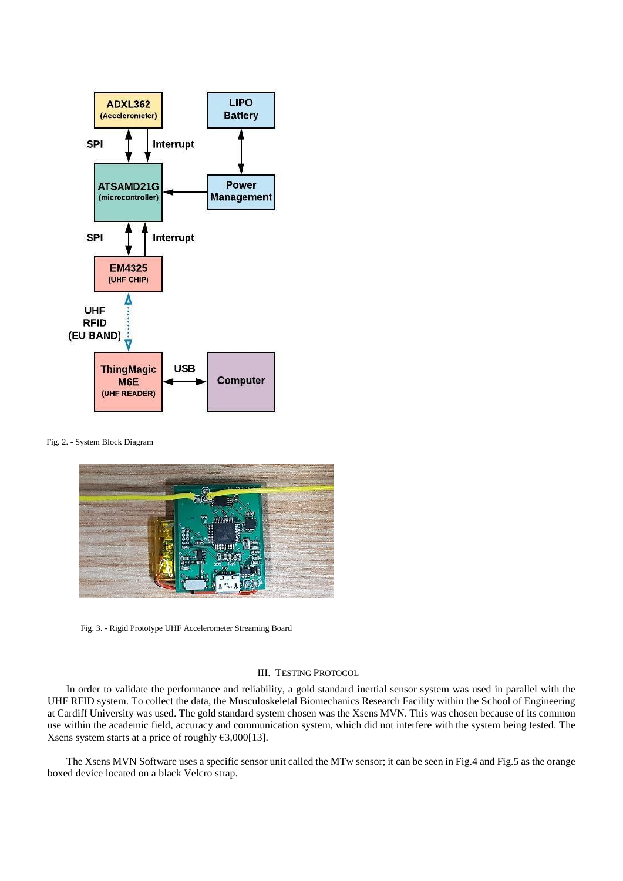Fig. 2. - System Block Diagram

Fig. 3. - Rigid Prototype UHF Accelerometer Streaming Board

## III. Testing Protocol

In order to validate the performance and reliability, a gold standard inertial sensor system was used in parallel with the UHF RFID system. To collect the data, the Musculoskeletal Biomechanics Research Facility within the School of Engineering at Cardiff University was used. The gold standard system chosen was the Xsens MVN. This was chosen because of its common use within the academic field, accuracy and communication system, which did not interfere with the system being tested. The Xsens system starts at a price of roughly €3,000[13].

The Xsens MVN Software uses a specific sensor unit called the MTw sensor; it can be seen in Fig.4 and Fig.5 as the orange boxed device located on a black Velcro strap.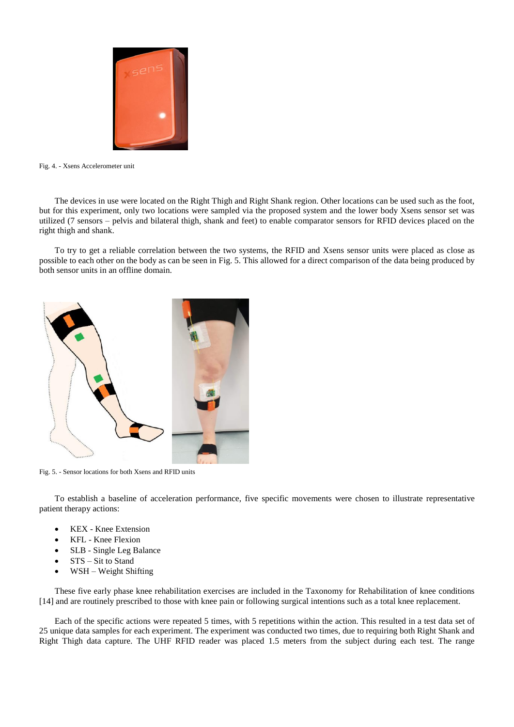Fig. 4. - Xsens Accelerometer unit

The devices in use were located on the Right Thigh and Right Shank region. Other locations can be used such as the foot, but for this experiment, only two locations were sampled via the proposed system and the lower body Xsens sensor set was utilized (7 sensors – pelvis and bilateral thigh, shank and feet) to enable comparator sensors for RFID devices placed on the right thigh and shank.

To try to get a reliable correlation between the two systems, the RFID and Xsens sensor units were placed as close as possible to each other on the body as can be seen in Fig. 5. This allowed for a direct comparison of the data being produced by both sensor units in an offline domain.

Fig. 5. - Sensor locations for both Xsens and RFID units

To establish a baseline of acceleration performance, five specific movements were chosen to illustrate representative patient therapy actions:

- KEX - Knee Extension
- KFL - Knee Flexion
- SLB - Single Leg Balance
- STS – Sit to Stand
- WSH – Weight Shifting

These five early phase knee rehabilitation exercises are included in the Taxonomy for Rehabilitation of knee conditions [14] and are routinely prescribed to those with knee pain or following surgical intentions such as a total knee replacement.

Each of the specific actions were repeated 5 times, with 5 repetitions within the action. This resulted in a test data set of 25 unique data samples for each experiment. The experiment was conducted two times, due to requiring both Right Shank and Right Thigh data capture. The UHF RFID reader was placed 1.5 meters from the subject during each test. The range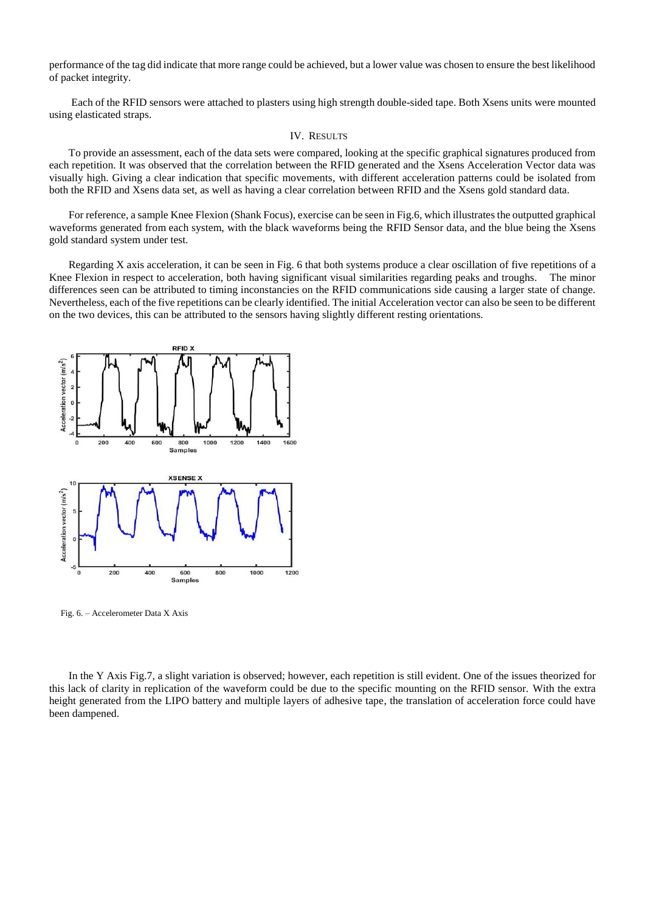performance of the tag did indicate that more range could be achieved, but a lower value was chosen to ensure the best likelihood of packet integrity.

Each of the RFID sensors were attached to plasters using high strength double-sided tape. Both Xsens units were mounted using elasticated straps.

## IV. Results

To provide an assessment, each of the data sets were compared, looking at the specific graphical signatures produced from each repetition. It was observed that the correlation between the RFID generated and the Xsens Acceleration Vector data was visually high. Giving a clear indication that specific movements, with different acceleration patterns could be isolated from both the RFID and Xsens data set, as well as having a clear correlation between RFID and the Xsens gold standard data.

For reference, a sample Knee Flexion (Shank Focus), exercise can be seen in Fig.6, which illustrates the outputted graphical waveforms generated from each system, with the black waveforms being the RFID Sensor data, and the blue being the Xsens gold standard system under test.

Regarding X axis acceleration, it can be seen in Fig. 6 that both systems produce a clear oscillation of five repetitions of a Knee Flexion in respect to acceleration, both having significant visual similarities regarding peaks and troughs. The minor differences seen can be attributed to timing inconstancies on the RFID communications side causing a larger state of change. Nevertheless, each of the five repetitions can be clearly identified. The initial Acceleration vector can also be seen to be different on the two devices, this can be attributed to the sensors having slightly different resting orientations.

Fig. 6. – Accelerometer Data X Axis

In the Y Axis Fig.7, a slight variation is observed; however, each repetition is still evident. One of the issues theorized for this lack of clarity in replication of the waveform could be due to the specific mounting on the RFID sensor. With the extra height generated from the LIPO battery and multiple layers of adhesive tape, the translation of acceleration force could have been dampened.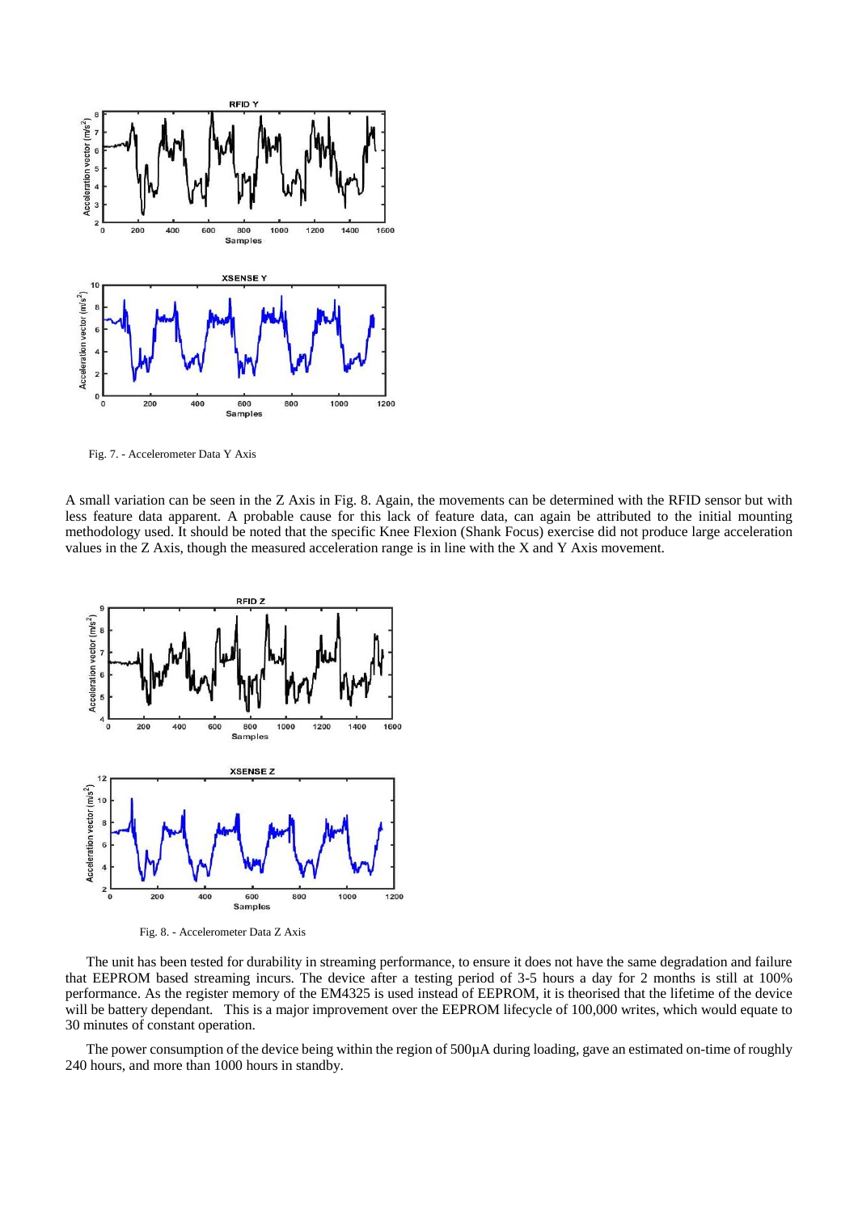Fig. 7. - Accelerometer Data Y Axis

A small variation can be seen in the Z Axis in Fig. 8. Again, the movements can be determined with the RFID sensor but with less feature data apparent. A probable cause for this lack of feature data, can again be attributed to the initial mounting methodology used. It should be noted that the specific Knee Flexion (Shank Focus) exercise did not produce large acceleration values in the Z Axis, though the measured acceleration range is in line with the X and Y Axis movement.

Fig. 8. - Accelerometer Data Z Axis

The unit has been tested for durability in streaming performance, to ensure it does not have the same degradation and failure that EEPROM based streaming incurs. The device after a testing period of 3-5 hours a day for 2 months is still at 100% performance. As the register memory of the EM4325 is used instead of EEPROM, it is theorised that the lifetime of the device will be battery dependant. This is a major improvement over the EEPROM lifecycle of 100,000 writes, which would equate to 30 minutes of constant operation.

The power consumption of the device being within the region of 500µA during loading, gave an estimated on-time of roughly 240 hours, and more than 1000 hours in standby.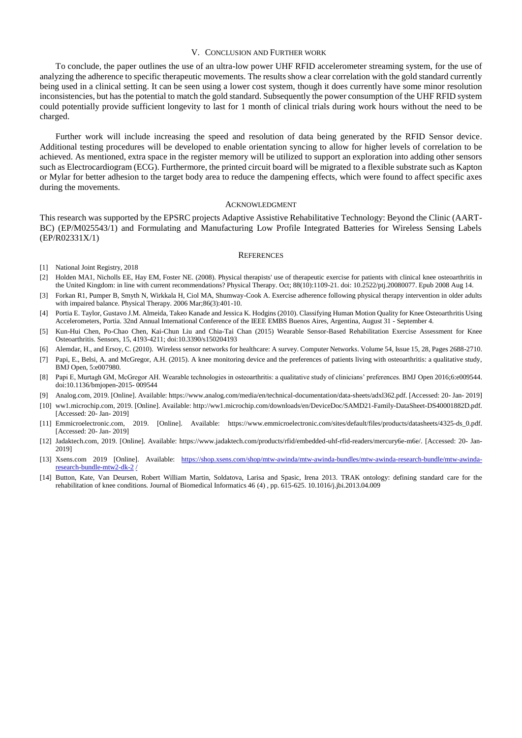## V. Conclusion and Further Work

To conclude, the paper outlines the use of an ultra-low power UHF RFID accelerometer streaming system, for the use of analyzing the adherence to specific therapeutic movements. The results show a clear correlation with the gold standard currently being used in a clinical setting. It can be seen using a lower cost system, though it does currently have some minor resolution inconsistencies, but has the potential to match the gold standard. Subsequently the power consumption of the UHF RFID system could potentially provide sufficient longevity to last for 1 month of clinical trials during work hours without the need to be charged.

Further work will include increasing the speed and resolution of data being generated by the RFID Sensor device. Additional testing procedures will be developed to enable orientation syncing to allow for higher levels of correlation to be achieved. As mentioned, extra space in the register memory will be utilized to support an exploration into adding other sensors such as Electrocardiogram (ECG). Furthermore, the printed circuit board will be migrated to a flexible substrate such as Kapton or Mylar for better adhesion to the target body area to reduce the dampening effects, which were found to affect specific axes during the movements.

## Acknowledgment

This research was supported by the EPSRC projects Adaptive Assistive Rehabilitative Technology: Beyond the Clinic (AART-BC) (EP/M025543/1) and Formulating and Manufacturing Low Profile Integrated Batteries for Wireless Sensing Labels (EP/R02331X/1)

## References

[1] National Joint Registry, 2018

[2] Holden MA1, Nicholls EE, Hay EM, Foster NE. (2008). Physical therapists' use of therapeutic exercise for patients with clinical knee osteoarthritis in the United Kingdom: in line with current recommendations? Physical Therapy. Oct; 88(10):1109-21. doi: 10.2522/ptj.20080077. Epub 2008 Aug 14.

[3] Forkan R1, Pumper B, Smyth N, Wirkkala H, Ciol MA, Shumway-Cook A. Exercise adherence following physical therapy intervention in older adults with impaired balance. Physical Therapy. 2006 Mar;86(3):401-10.

[4] Portia E. Taylor, Gustavo J.M. Almeida, Takeo Kanade and Jessica K. Hodgins (2010). Classifying Human Motion Quality for Knee Osteoarthritis Using Accelerometers, Portia. 32nd Annual International Conference of the IEEE EMBS Buenos Aires, Argentina, August 31 - September 4.

[5] Kun-Hui Chen, Po-Chao Chen, Kai-Chun Liu and Chia-Tai Chan (2015) Wearable Sensor-Based Rehabilitation Exercise Assessment for Knee Osteoarthritis. Sensors, 15, 4193-4211; doi:10.3390/s150204193

[6] Alemdar, H., and Ersoy, C. (2010). Wireless sensor networks for healthcare: A survey. Computer Networks. Volume 54, Issue 15, 28, Pages 2688-2710.

[7] Papi, E., Belsi, A. and McGregor, A.H. (2015). A knee monitoring device and the preferences of patients living with osteoarthritis: a qualitative study, BMJ Open, 5:e007980.

[8] Papi E, Murtagh GM, McGregor AH. Wearable technologies in osteoarthritis: a qualitative study of clinicians' preferences. BMJ Open 2016;6:e009544. doi:10.1136/bmjopen-2015- 009544

[9] Analog.com, 2019. [Online]. Available: https://www.analog.com/media/en/technical-documentation/data-sheets/adxl362.pdf. [Accessed: 20- Jan- 2019]

[10] ww1.microchip.com, 2019. [Online]. Available: http://ww1.microchip.com/downloads/en/DeviceDoc/SAMD21-Family-DataSheet-DS40001882D.pdf. [Accessed: 20- Jan- 2019]

[11] Emmicroelectronic.com, 2019. [Online]. Available: https://www.emmicroelectronic.com/sites/default/files/products/datasheets/4325-ds_0.pdf. [Accessed: 20- Jan- 2019]

[12] Jadaktech.com, 2019. [Online]. Available: https://www.jadaktech.com/products/rfid/embedded-uhf-rfid-readers/mercury6e-m6e/. [Accessed: 20- Jan- 2019]

[13] Xsens.com 2019 [Online]. Available: https://shop.xsens.com/shop/mtw-awinda/mtw-awinda-bundles/mtw-awinda-research-bundle/mtw-awinda-research-bundle-mtw2-dk-2 /

[14] Button, Kate, Van Deursen, Robert William Martin, Soldatova, Larisa and Spasic, Irena 2013. TRAK ontology: defining standard care for the rehabilitation of knee conditions. Journal of Biomedical Informatics 46 (4) , pp. 615-625. 10.1016/j.jbi.2013.04.009